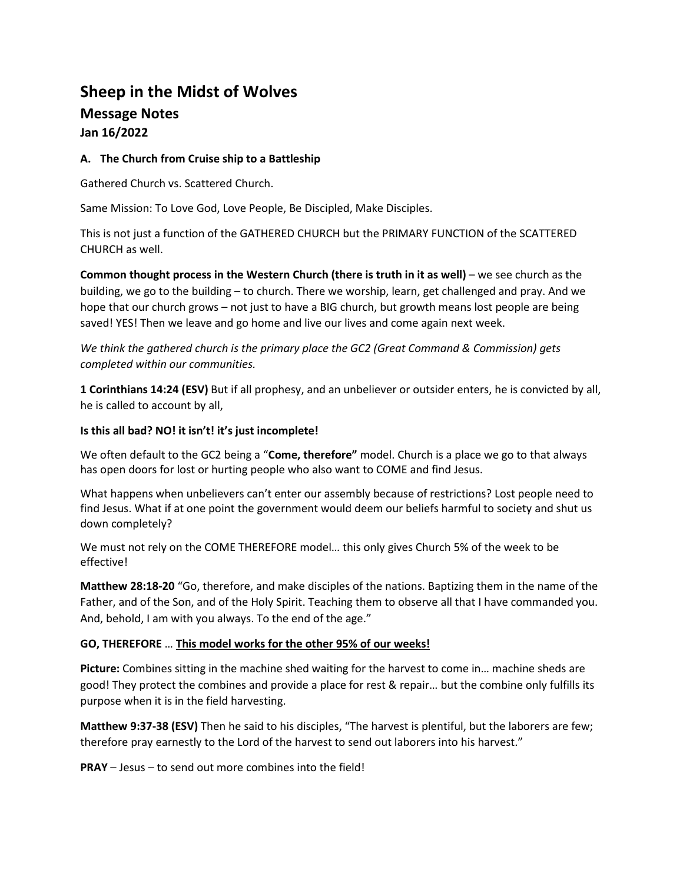# Sheep in the Midst of Wolves

## Message Notes

### Jan 16/2022

**A. The Church from Cruise ship to a Battleship**

Gathered Church vs. Scattered Church.

Same Mission: To Love God, Love People, Be Discipled, Make Disciples.

This is not just a function of the GATHERED CHURCH but the PRIMARY FUNCTION of the SCATTERED CHURCH as well.

**Common thought process in the Western Church (there is truth in it as well)** – we see church as the building, we go to the building – to church. There we worship, learn, get challenged and pray. And we hope that our church grows – not just to have a BIG church, but growth means lost people are being saved! YES! Then we leave and go home and live our lives and come again next week.

*We think the gathered church is the primary place the GC2 (Great Command & Commission) gets completed within our communities.*

**1 Corinthians 14:24 (ESV)** But if all prophesy, and an unbeliever or outsider enters, he is convicted by all, he is called to account by all,

**Is this all bad? NO! it isn't! it's just incomplete!**

We often default to the GC2 being a "**Come, therefore"** model. Church is a place we go to that always has open doors for lost or hurting people who also want to COME and find Jesus.

What happens when unbelievers can't enter our assembly because of restrictions? Lost people need to find Jesus. What if at one point the government would deem our beliefs harmful to society and shut us down completely?

We must not rely on the COME THEREFORE model… this only gives Church 5% of the week to be effective!

**Matthew 28:18-20** "Go, therefore, and make disciples of the nations. Baptizing them in the name of the Father, and of the Son, and of the Holy Spirit. Teaching them to observe all that I have commanded you. And, behold, I am with you always. To the end of the age."

**GO, THEREFORE** … **<u>This model works for the other 95% of our weeks!</u>**

**Picture:** Combines sitting in the machine shed waiting for the harvest to come in… machine sheds are good! They protect the combines and provide a place for rest & repair… but the combine only fulfills its purpose when it is in the field harvesting.

**Matthew 9:37-38 (ESV)** Then he said to his disciples, "The harvest is plentiful, but the laborers are few; therefore pray earnestly to the Lord of the harvest to send out laborers into his harvest."

**PRAY** – Jesus – to send out more combines into the field!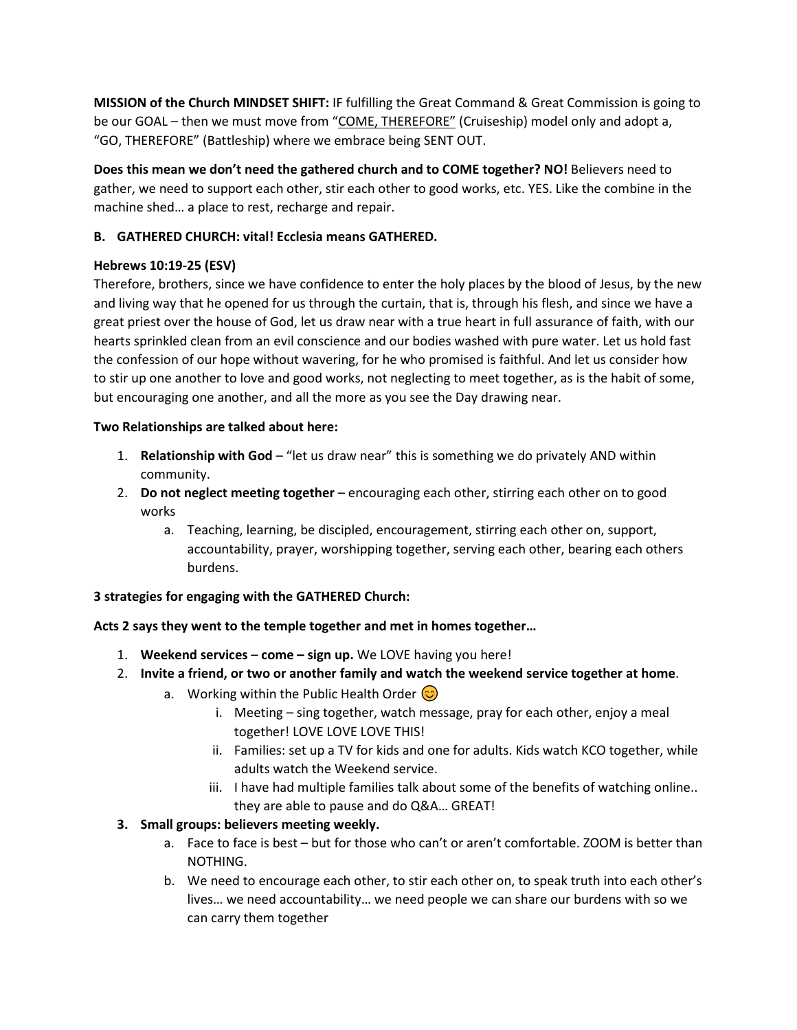**MISSION of the Church MINDSET SHIFT:** IF fulfilling the Great Command & Great Commission is going to be our GOAL – then we must move from "<u>COME, THEREFORE"</u> (Cruiseship) model only and adopt a, "GO, THEREFORE" (Battleship) where we embrace being SENT OUT.

**Does this mean we don't need the gathered church and to COME together? NO!** Believers need to gather, we need to support each other, stir each other to good works, etc. YES. Like the combine in the machine shed… a place to rest, recharge and repair.

**B. GATHERED CHURCH: vital! Ecclesia means GATHERED.**

**Hebrews 10:19-25 (ESV)**
Therefore, brothers, since we have confidence to enter the holy places by the blood of Jesus, by the new and living way that he opened for us through the curtain, that is, through his flesh, and since we have a great priest over the house of God, let us draw near with a true heart in full assurance of faith, with our hearts sprinkled clean from an evil conscience and our bodies washed with pure water. Let us hold fast the confession of our hope without wavering, for he who promised is faithful. And let us consider how to stir up one another to love and good works, not neglecting to meet together, as is the habit of some, but encouraging one another, and all the more as you see the Day drawing near.

**Two Relationships are talked about here:**

1. **Relationship with God** – "let us draw near" this is something we do privately AND within community.
2. **Do not neglect meeting together** – encouraging each other, stirring each other on to good works
   a. Teaching, learning, be discipled, encouragement, stirring each other on, support, accountability, prayer, worshipping together, serving each other, bearing each others burdens.

**3 strategies for engaging with the GATHERED Church:**

**Acts 2 says they went to the temple together and met in homes together…**

1. **Weekend services** – **come – sign up.** We LOVE having you here!
2. **Invite a friend, or two or another family and watch the weekend service together at home**.
   a. Working within the Public Health Order 😊
      i. Meeting – sing together, watch message, pray for each other, enjoy a meal together! LOVE LOVE LOVE THIS!
      ii. Families: set up a TV for kids and one for adults. Kids watch KCO together, while adults watch the Weekend service.
      iii. I have had multiple families talk about some of the benefits of watching online.. they are able to pause and do Q&A… GREAT!
3. **Small groups: believers meeting weekly.**
   a. Face to face is best – but for those who can't or aren't comfortable. ZOOM is better than NOTHING.
   b. We need to encourage each other, to stir each other on, to speak truth into each other's lives… we need accountability… we need people we can share our burdens with so we can carry them together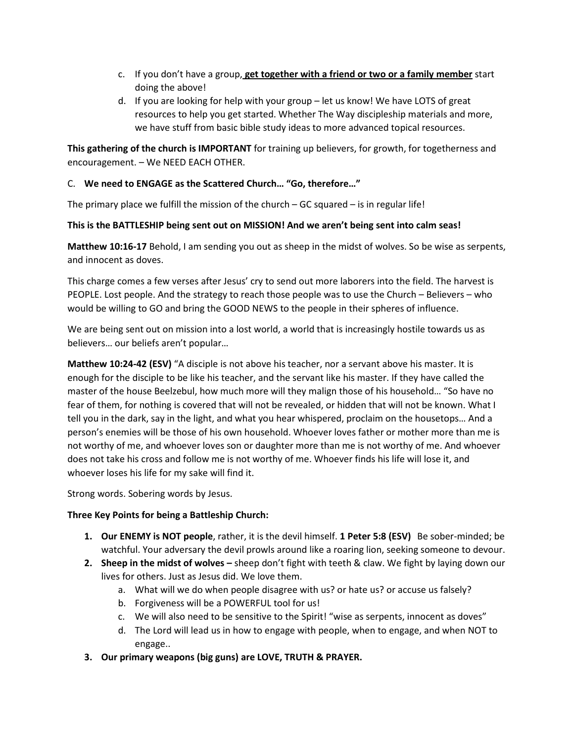c. If you don't have a group, **get together with a friend or two or a family member** start doing the above!
d. If you are looking for help with your group – let us know! We have LOTS of great resources to help you get started. Whether The Way discipleship materials and more, we have stuff from basic bible study ideas to more advanced topical resources.

**This gathering of the church is IMPORTANT** for training up believers, for growth, for togetherness and encouragement. – We NEED EACH OTHER.

C. **We need to ENGAGE as the Scattered Church… "Go, therefore…"**

The primary place we fulfill the mission of the church – GC squared – is in regular life!

**This is the BATTLESHIP being sent out on MISSION! And we aren't being sent into calm seas!**

**Matthew 10:16-17** Behold, I am sending you out as sheep in the midst of wolves. So be wise as serpents, and innocent as doves.

This charge comes a few verses after Jesus' cry to send out more laborers into the field. The harvest is PEOPLE. Lost people. And the strategy to reach those people was to use the Church – Believers – who would be willing to GO and bring the GOOD NEWS to the people in their spheres of influence.

We are being sent out on mission into a lost world, a world that is increasingly hostile towards us as believers… our beliefs aren't popular…

**Matthew 10:24-42 (ESV)** "A disciple is not above his teacher, nor a servant above his master. It is enough for the disciple to be like his teacher, and the servant like his master. If they have called the master of the house Beelzebul, how much more will they malign those of his household… "So have no fear of them, for nothing is covered that will not be revealed, or hidden that will not be known. What I tell you in the dark, say in the light, and what you hear whispered, proclaim on the housetops… And a person's enemies will be those of his own household. Whoever loves father or mother more than me is not worthy of me, and whoever loves son or daughter more than me is not worthy of me. And whoever does not take his cross and follow me is not worthy of me. Whoever finds his life will lose it, and whoever loses his life for my sake will find it.

Strong words. Sobering words by Jesus.

**Three Key Points for being a Battleship Church:**

1. **Our ENEMY is NOT people**, rather, it is the devil himself. **1 Peter 5:8 (ESV)** Be sober-minded; be watchful. Your adversary the devil prowls around like a roaring lion, seeking someone to devour.
2. **Sheep in the midst of wolves –** sheep don't fight with teeth & claw. We fight by laying down our lives for others. Just as Jesus did. We love them.
   a. What will we do when people disagree with us? or hate us? or accuse us falsely?
   b. Forgiveness will be a POWERFUL tool for us!
   c. We will also need to be sensitive to the Spirit! "wise as serpents, innocent as doves"
   d. The Lord will lead us in how to engage with people, when to engage, and when NOT to engage..
3. **Our primary weapons (big guns) are LOVE, TRUTH & PRAYER.**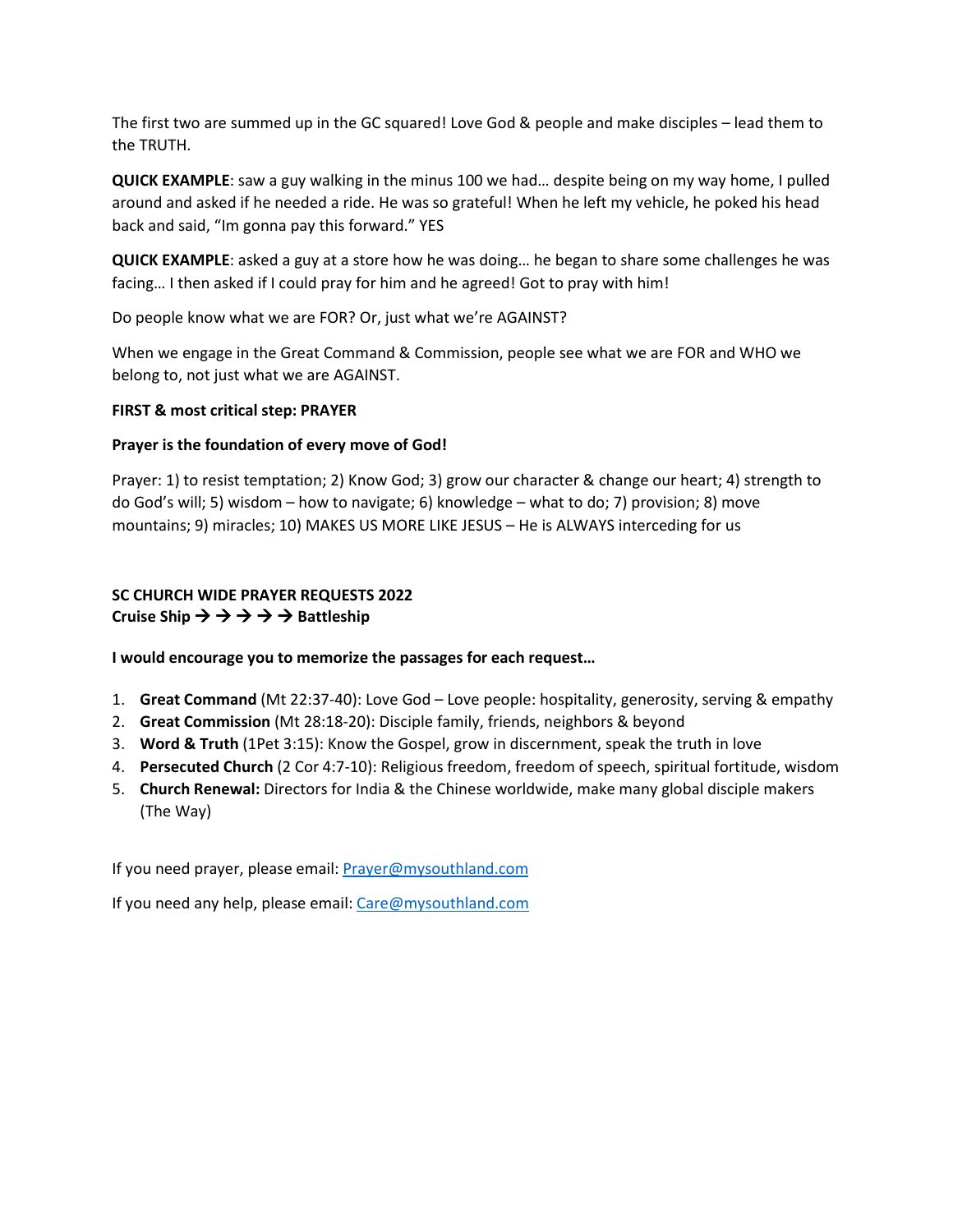The first two are summed up in the GC squared! Love God & people and make disciples – lead them to the TRUTH.

**QUICK EXAMPLE**: saw a guy walking in the minus 100 we had… despite being on my way home, I pulled around and asked if he needed a ride. He was so grateful! When he left my vehicle, he poked his head back and said, "Im gonna pay this forward." YES

**QUICK EXAMPLE**: asked a guy at a store how he was doing… he began to share some challenges he was facing… I then asked if I could pray for him and he agreed! Got to pray with him!

Do people know what we are FOR? Or, just what we're AGAINST?

When we engage in the Great Command & Commission, people see what we are FOR and WHO we belong to, not just what we are AGAINST.

**FIRST & most critical step: PRAYER**

**Prayer is the foundation of every move of God!**

Prayer: 1) to resist temptation; 2) Know God; 3) grow our character & change our heart; 4) strength to do God's will; 5) wisdom – how to navigate; 6) knowledge – what to do; 7) provision; 8) move mountains; 9) miracles; 10) MAKES US MORE LIKE JESUS – He is ALWAYS interceding for us

**SC CHURCH WIDE PRAYER REQUESTS 2022**
**Cruise Ship → → → → → Battleship**

**I would encourage you to memorize the passages for each request…**

1. **Great Command** (Mt 22:37-40): Love God – Love people: hospitality, generosity, serving & empathy
2. **Great Commission** (Mt 28:18-20): Disciple family, friends, neighbors & beyond
3. **Word & Truth** (1Pet 3:15): Know the Gospel, grow in discernment, speak the truth in love
4. **Persecuted Church** (2 Cor 4:7-10): Religious freedom, freedom of speech, spiritual fortitude, wisdom
5. **Church Renewal:** Directors for India & the Chinese worldwide, make many global disciple makers (The Way)

If you need prayer, please email: Prayer@mysouthland.com

If you need any help, please email: Care@mysouthland.com